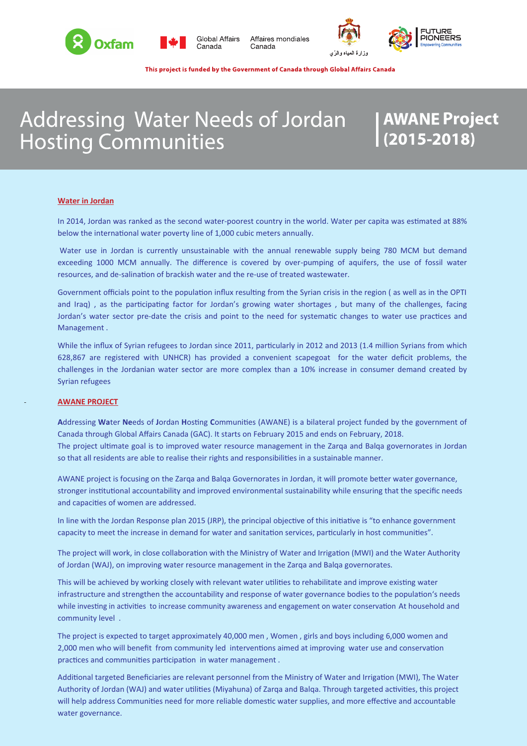Oxfam | Global Affairs Canada | Affaires mondiales Canada | وزارة المياه والري | FUTURE PIONEERS Empowering Communities

**This project is funded by the Government of Canada through Global Affairs Canada**

# Addressing Water Needs of Jordan Hosting Communities

## AWANE Project (2015-2018)

### Water in Jordan

In 2014, Jordan was ranked as the second water-poorest country in the world. Water per capita was estimated at 88% below the international water poverty line of 1,000 cubic meters annually.

Water use in Jordan is currently unsustainable with the annual renewable supply being 780 MCM but demand exceeding 1000 MCM annually. The difference is covered by over-pumping of aquifers, the use of fossil water resources, and de-salination of brackish water and the re-use of treated wastewater.

Government officials point to the population influx resulting from the Syrian crisis in the region ( as well as in the OPTI and Iraq) , as the participating factor for Jordan's growing water shortages , but many of the challenges, facing Jordan's water sector pre-date the crisis and point to the need for systematic changes to water use practices and Management .

While the influx of Syrian refugees to Jordan since 2011, particularly in 2012 and 2013 (1.4 million Syrians from which 628,867 are registered with UNHCR) has provided a convenient scapegoat for the water deficit problems, the challenges in the Jordanian water sector are more complex than a 10% increase in consumer demand created by Syrian refugees

### AWANE PROJECT

**A**ddressing **Wa**ter **Ne**eds of **J**ordan **H**osting **C**ommunities (AWANE) is a bilateral project funded by the government of Canada through Global Affairs Canada (GAC). It starts on February 2015 and ends on February, 2018.
The project ultimate goal is to improved water resource management in the Zarqa and Balqa governorates in Jordan so that all residents are able to realise their rights and responsibilities in a sustainable manner.

AWANE project is focusing on the Zarqa and Balqa Governorates in Jordan, it will promote better water governance, stronger institutional accountability and improved environmental sustainability while ensuring that the specific needs and capacities of women are addressed.

In line with the Jordan Response plan 2015 (JRP), the principal objective of this initiative is "to enhance government capacity to meet the increase in demand for water and sanitation services, particularly in host communities".

The project will work, in close collaboration with the Ministry of Water and Irrigation (MWI) and the Water Authority of Jordan (WAJ), on improving water resource management in the Zarqa and Balqa governorates.

This will be achieved by working closely with relevant water utilities to rehabilitate and improve existing water infrastructure and strengthen the accountability and response of water governance bodies to the population's needs while investing in activities to increase community awareness and engagement on water conservation At household and community level .

The project is expected to target approximately 40,000 men , Women , girls and boys including 6,000 women and 2,000 men who will benefit from community led interventions aimed at improving water use and conservation practices and communities participation in water management .

Additional targeted Beneficiaries are relevant personnel from the Ministry of Water and Irrigation (MWI), The Water Authority of Jordan (WAJ) and water utilities (Miyahuna) of Zarqa and Balqa. Through targeted activities, this project will help address Communities need for more reliable domestic water supplies, and more effective and accountable water governance.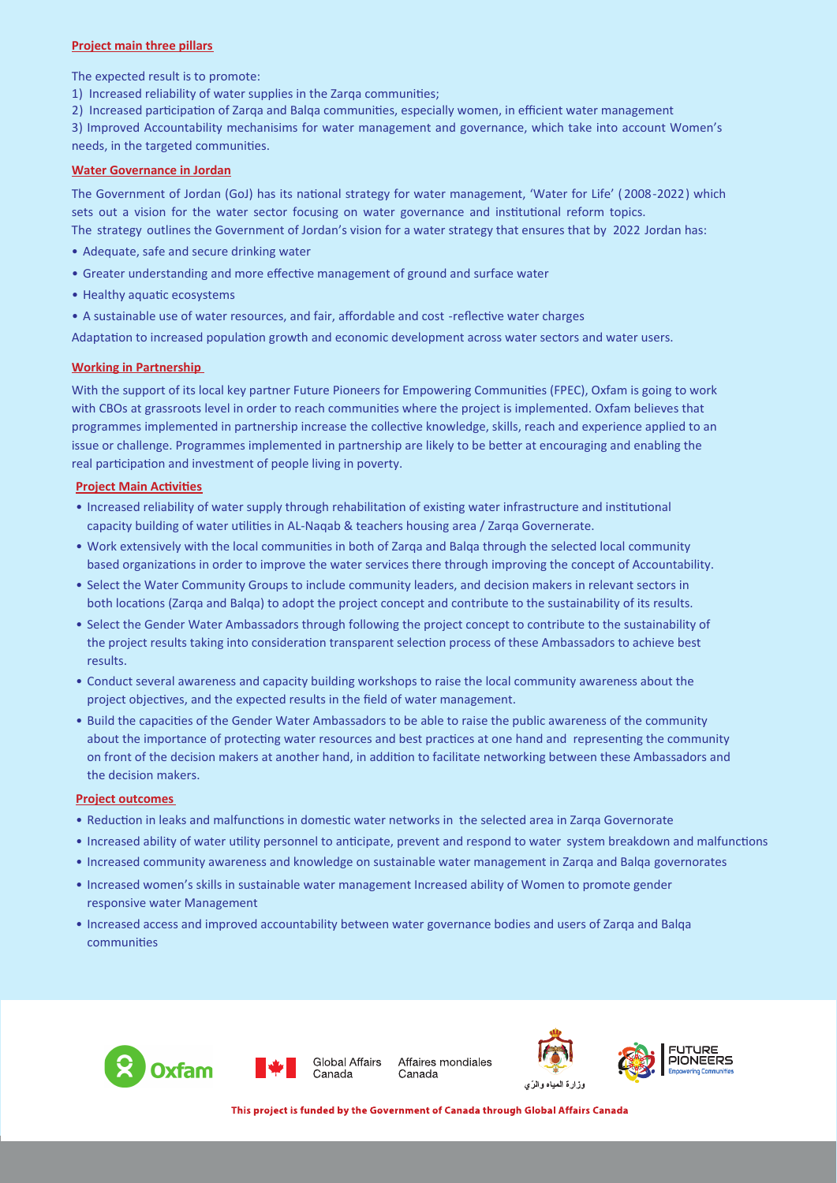## Project main three pillars

The expected result is to promote:

1) Increased reliability of water supplies in the Zarqa communities;
2) Increased participation of Zarqa and Balqa communities, especially women, in efficient water management
3) Improved Accountability mechanisims for water management and governance, which take into account Women's needs, in the targeted communities.

## Water Governance in Jordan

The Government of Jordan (GoJ) has its national strategy for water management, 'Water for Life' (2008-2022) which sets out a vision for the water sector focusing on water governance and institutional reform topics.
The strategy outlines the Government of Jordan's vision for a water strategy that ensures that by 2022 Jordan has:

- Adequate, safe and secure drinking water
- Greater understanding and more effective management of ground and surface water
- Healthy aquatic ecosystems
- A sustainable use of water resources, and fair, affordable and cost -reflective water charges

Adaptation to increased population growth and economic development across water sectors and water users.

## Working in Partnership

With the support of its local key partner Future Pioneers for Empowering Communities (FPEC), Oxfam is going to work with CBOs at grassroots level in order to reach communities where the project is implemented. Oxfam believes that programmes implemented in partnership increase the collective knowledge, skills, reach and experience applied to an issue or challenge. Programmes implemented in partnership are likely to be better at encouraging and enabling the real participation and investment of people living in poverty.

## Project Main Activities

- Increased reliability of water supply through rehabilitation of existing water infrastructure and institutional capacity building of water utilities in AL-Naqab & teachers housing area / Zarqa Governerate.
- Work extensively with the local communities in both of Zarqa and Balqa through the selected local community based organizations in order to improve the water services there through improving the concept of Accountability.
- Select the Water Community Groups to include community leaders, and decision makers in relevant sectors in both locations (Zarqa and Balqa) to adopt the project concept and contribute to the sustainability of its results.
- Select the Gender Water Ambassadors through following the project concept to contribute to the sustainability of the project results taking into consideration transparent selection process of these Ambassadors to achieve best results.
- Conduct several awareness and capacity building workshops to raise the local community awareness about the project objectives, and the expected results in the field of water management.
- Build the capacities of the Gender Water Ambassadors to be able to raise the public awareness of the community about the importance of protecting water resources and best practices at one hand and representing the community on front of the decision makers at another hand, in addition to facilitate networking between these Ambassadors and the decision makers.

## Project outcomes

- Reduction in leaks and malfunctions in domestic water networks in the selected area in Zarqa Governorate
- Increased ability of water utility personnel to anticipate, prevent and respond to water system breakdown and malfunctions
- Increased community awareness and knowledge on sustainable water management in Zarqa and Balqa governorates
- Increased women's skills in sustainable water management Increased ability of Women to promote gender responsive water Management
- Increased access and improved accountability between water governance bodies and users of Zarqa and Balqa communities

Oxfam | Global Affairs Canada | Affaires mondiales Canada | وزارة المياه والري | FUTURE PIONEERS Empowering Communities

**This project is funded by the Government of Canada through Global Affairs Canada**